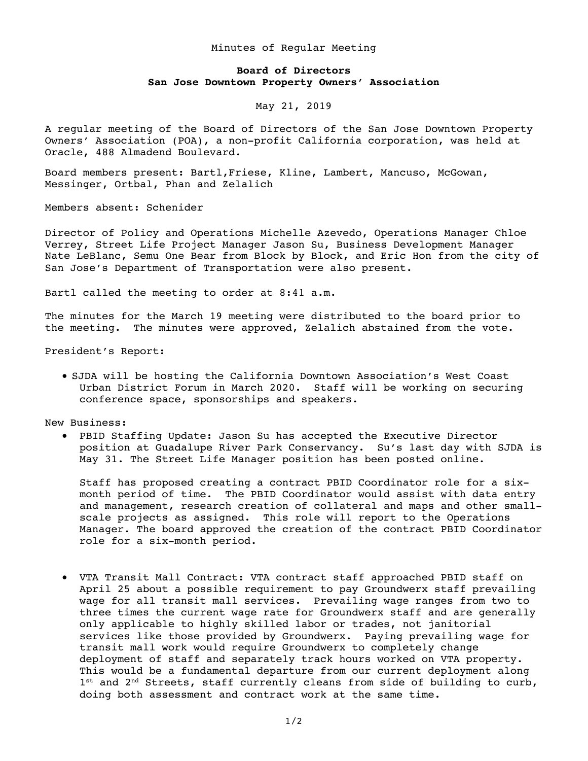Minutes of Regular Meeting

**Board of Directors**
**San Jose Downtown Property Owners' Association**

May 21, 2019

A regular meeting of the Board of Directors of the San Jose Downtown Property Owners' Association (POA), a non-profit California corporation, was held at Oracle, 488 Almadend Boulevard.

Board members present: Bartl,Friese, Kline, Lambert, Mancuso, McGowan, Messinger, Ortbal, Phan and Zelalich

Members absent: Schenider

Director of Policy and Operations Michelle Azevedo, Operations Manager Chloe Verrey, Street Life Project Manager Jason Su, Business Development Manager Nate LeBlanc, Semu One Bear from Block by Block, and Eric Hon from the city of San Jose's Department of Transportation were also present.

Bartl called the meeting to order at 8:41 a.m.

The minutes for the March 19 meeting were distributed to the board prior to the meeting. The minutes were approved, Zelalich abstained from the vote.

President's Report:

- SJDA will be hosting the California Downtown Association's West Coast Urban District Forum in March 2020. Staff will be working on securing conference space, sponsorships and speakers.

New Business:

- PBID Staffing Update: Jason Su has accepted the Executive Director position at Guadalupe River Park Conservancy. Su's last day with SJDA is May 31. The Street Life Manager position has been posted online.

  Staff has proposed creating a contract PBID Coordinator role for a six-month period of time. The PBID Coordinator would assist with data entry and management, research creation of collateral and maps and other small-scale projects as assigned. This role will report to the Operations Manager. The board approved the creation of the contract PBID Coordinator role for a six-month period.

- VTA Transit Mall Contract: VTA contract staff approached PBID staff on April 25 about a possible requirement to pay Groundwerx staff prevailing wage for all transit mall services. Prevailing wage ranges from two to three times the current wage rate for Groundwerx staff and are generally only applicable to highly skilled labor or trades, not janitorial services like those provided by Groundwerx. Paying prevailing wage for transit mall work would require Groundwerx to completely change deployment of staff and separately track hours worked on VTA property. This would be a fundamental departure from our current deployment along 1st and 2nd Streets, staff currently cleans from side of building to curb, doing both assessment and contract work at the same time.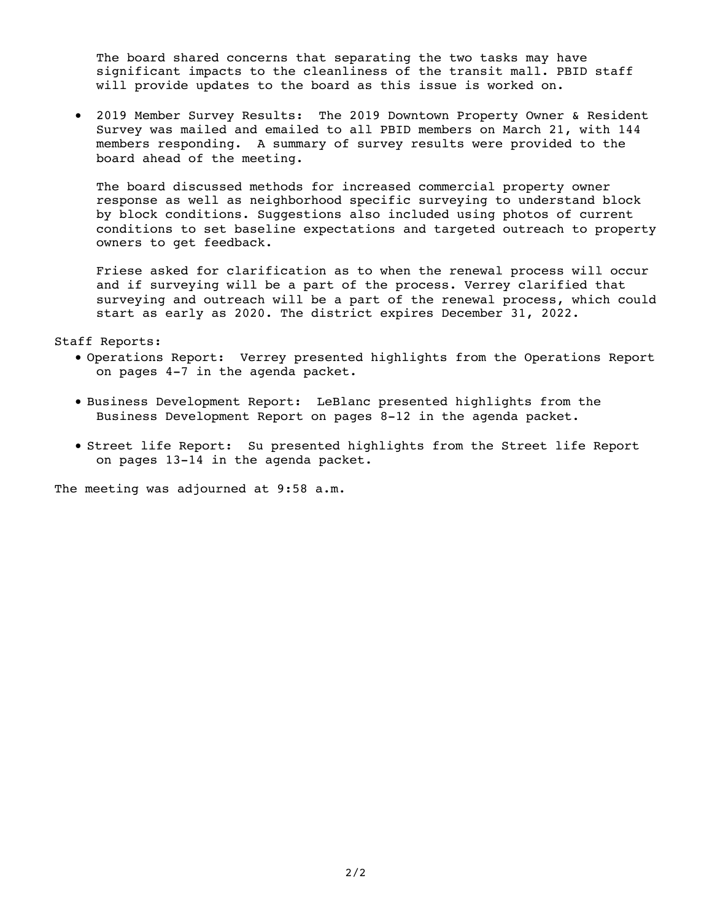The board shared concerns that separating the two tasks may have significant impacts to the cleanliness of the transit mall. PBID staff will provide updates to the board as this issue is worked on.

- 2019 Member Survey Results: The 2019 Downtown Property Owner & Resident Survey was mailed and emailed to all PBID members on March 21, with 144 members responding. A summary of survey results were provided to the board ahead of the meeting.

  The board discussed methods for increased commercial property owner response as well as neighborhood specific surveying to understand block by block conditions. Suggestions also included using photos of current conditions to set baseline expectations and targeted outreach to property owners to get feedback.

  Friese asked for clarification as to when the renewal process will occur and if surveying will be a part of the process. Verrey clarified that surveying and outreach will be a part of the renewal process, which could start as early as 2020. The district expires December 31, 2022.

Staff Reports:

- Operations Report: Verrey presented highlights from the Operations Report on pages 4-7 in the agenda packet.
- Business Development Report: LeBlanc presented highlights from the Business Development Report on pages 8-12 in the agenda packet.
- Street life Report: Su presented highlights from the Street life Report on pages 13-14 in the agenda packet.

The meeting was adjourned at 9:58 a.m.